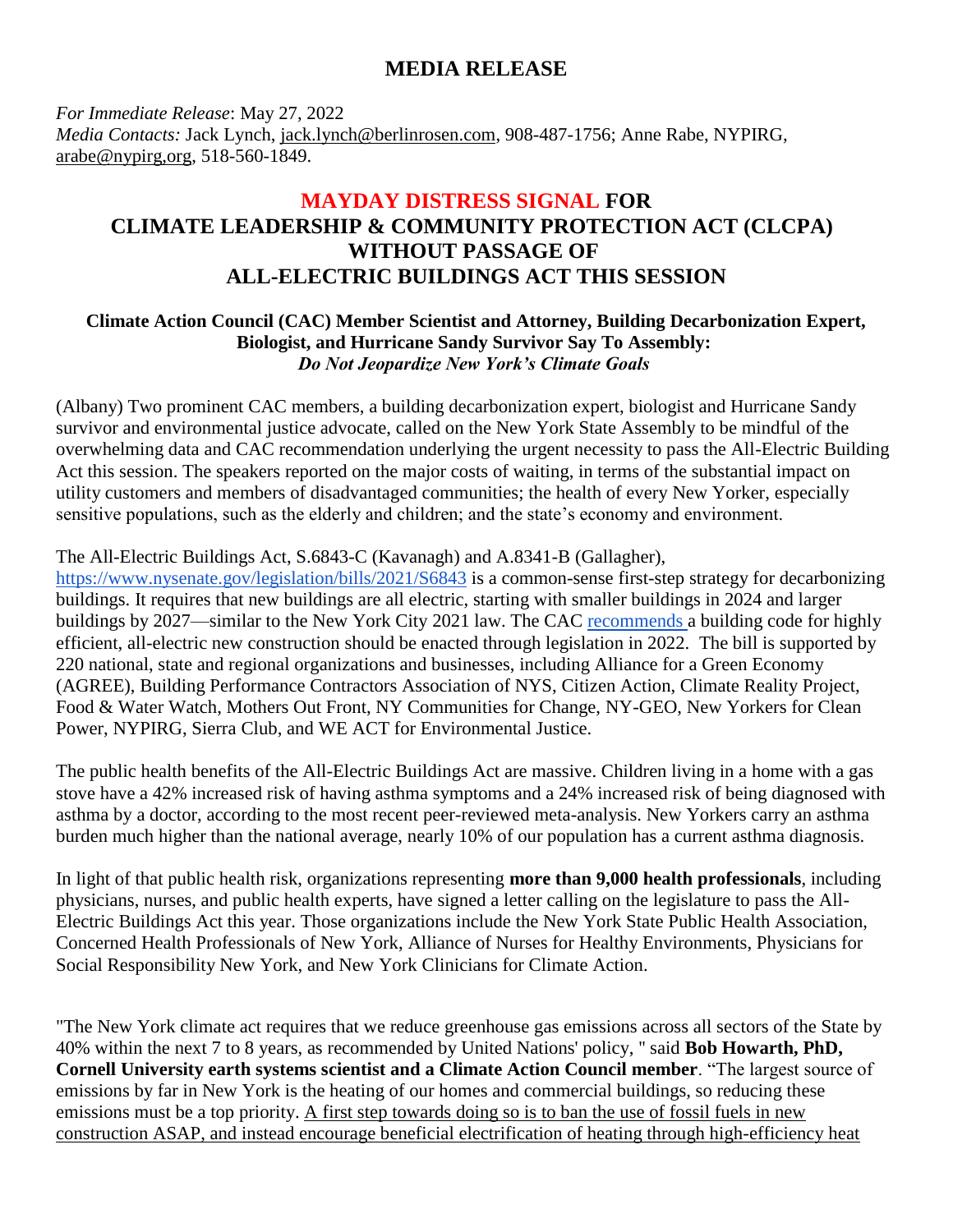# MEDIA RELEASE

*For Immediate Release*: May 27, 2022
*Media Contacts:* Jack Lynch, jack.lynch@berlinrosen.com, 908-487-1756; Anne Rabe, NYPIRG, arabe@nypirg,org, 518-560-1849.

## MAYDAY DISTRESS SIGNAL FOR CLIMATE LEADERSHIP & COMMUNITY PROTECTION ACT (CLCPA) WITHOUT PASSAGE OF ALL-ELECTRIC BUILDINGS ACT THIS SESSION

**Climate Action Council (CAC) Member Scientist and Attorney, Building Decarbonization Expert, Biologist, and Hurricane Sandy Survivor Say To Assembly:**
***Do Not Jeopardize New York's Climate Goals***

(Albany) Two prominent CAC members, a building decarbonization expert, biologist and Hurricane Sandy survivor and environmental justice advocate, called on the New York State Assembly to be mindful of the overwhelming data and CAC recommendation underlying the urgent necessity to pass the All-Electric Building Act this session. The speakers reported on the major costs of waiting, in terms of the substantial impact on utility customers and members of disadvantaged communities; the health of every New Yorker, especially sensitive populations, such as the elderly and children; and the state's economy and environment.

The All-Electric Buildings Act, S.6843-C (Kavanagh) and A.8341-B (Gallagher), https://www.nysenate.gov/legislation/bills/2021/S6843 is a common-sense first-step strategy for decarbonizing buildings. It requires that new buildings are all electric, starting with smaller buildings in 2024 and larger buildings by 2027—similar to the New York City 2021 law. The CAC recommends a building code for highly efficient, all-electric new construction should be enacted through legislation in 2022. The bill is supported by 220 national, state and regional organizations and businesses, including Alliance for a Green Economy (AGREE), Building Performance Contractors Association of NYS, Citizen Action, Climate Reality Project, Food & Water Watch, Mothers Out Front, NY Communities for Change, NY-GEO, New Yorkers for Clean Power, NYPIRG, Sierra Club, and WE ACT for Environmental Justice.

The public health benefits of the All-Electric Buildings Act are massive. Children living in a home with a gas stove have a 42% increased risk of having asthma symptoms and a 24% increased risk of being diagnosed with asthma by a doctor, according to the most recent peer-reviewed meta-analysis. New Yorkers carry an asthma burden much higher than the national average, nearly 10% of our population has a current asthma diagnosis.

In light of that public health risk, organizations representing **more than 9,000 health professionals**, including physicians, nurses, and public health experts, have signed a letter calling on the legislature to pass the All-Electric Buildings Act this year. Those organizations include the New York State Public Health Association, Concerned Health Professionals of New York, Alliance of Nurses for Healthy Environments, Physicians for Social Responsibility New York, and New York Clinicians for Climate Action.

"The New York climate act requires that we reduce greenhouse gas emissions across all sectors of the State by 40% within the next 7 to 8 years, as recommended by United Nations' policy, " said **Bob Howarth, PhD, Cornell University earth systems scientist and a Climate Action Council member**. "The largest source of emissions by far in New York is the heating of our homes and commercial buildings, so reducing these emissions must be a top priority. A first step towards doing so is to ban the use of fossil fuels in new construction ASAP, and instead encourage beneficial electrification of heating through high-efficiency heat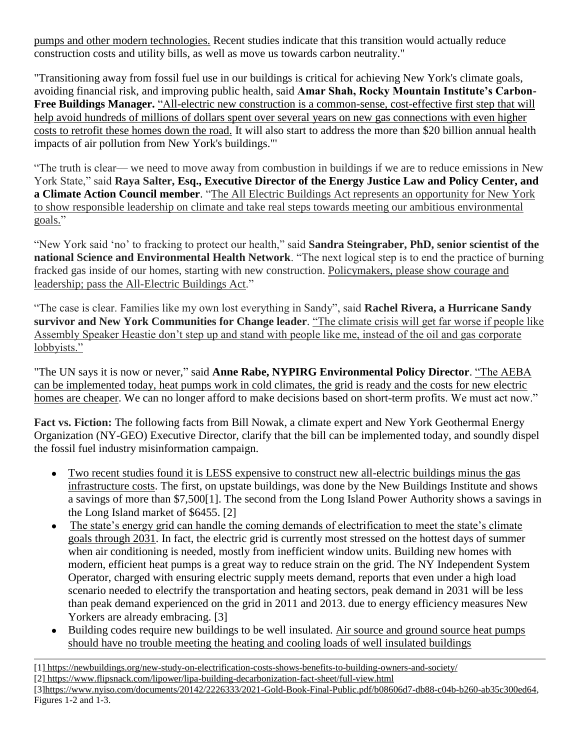pumps and other modern technologies. Recent studies indicate that this transition would actually reduce construction costs and utility bills, as well as move us towards carbon neutrality."

"Transitioning away from fossil fuel use in our buildings is critical for achieving New York's climate goals, avoiding financial risk, and improving public health, said **Amar Shah, Rocky Mountain Institute's Carbon-Free Buildings Manager.** "All-electric new construction is a common-sense, cost-effective first step that will help avoid hundreds of millions of dollars spent over several years on new gas connections with even higher costs to retrofit these homes down the road. It will also start to address the more than $20 billion annual health impacts of air pollution from New York's buildings."'

"The truth is clear— we need to move away from combustion in buildings if we are to reduce emissions in New York State," said **Raya Salter, Esq., Executive Director of the Energy Justice Law and Policy Center, and a Climate Action Council member**. "The All Electric Buildings Act represents an opportunity for New York to show responsible leadership on climate and take real steps towards meeting our ambitious environmental goals."

"New York said 'no' to fracking to protect our health," said **Sandra Steingraber, PhD, senior scientist of the national Science and Environmental Health Network**. "The next logical step is to end the practice of burning fracked gas inside of our homes, starting with new construction. Policymakers, please show courage and leadership; pass the All-Electric Buildings Act."

"The case is clear. Families like my own lost everything in Sandy", said **Rachel Rivera, a Hurricane Sandy survivor and New York Communities for Change leader**. "The climate crisis will get far worse if people like Assembly Speaker Heastie don't step up and stand with people like me, instead of the oil and gas corporate lobbyists."

"The UN says it is now or never," said **Anne Rabe, NYPIRG Environmental Policy Director**. "The AEBA can be implemented today, heat pumps work in cold climates, the grid is ready and the costs for new electric homes are cheaper. We can no longer afford to make decisions based on short-term profits. We must act now."

**Fact vs. Fiction:** The following facts from Bill Nowak, a climate expert and New York Geothermal Energy Organization (NY-GEO) Executive Director, clarify that the bill can be implemented today, and soundly dispel the fossil fuel industry misinformation campaign.

- Two recent studies found it is LESS expensive to construct new all-electric buildings minus the gas infrastructure costs. The first, on upstate buildings, was done by the New Buildings Institute and shows a savings of more than $7,500[1]. The second from the Long Island Power Authority shows a savings in the Long Island market of $6455. [2]
- The state's energy grid can handle the coming demands of electrification to meet the state's climate goals through 2031. In fact, the electric grid is currently most stressed on the hottest days of summer when air conditioning is needed, mostly from inefficient window units. Building new homes with modern, efficient heat pumps is a great way to reduce strain on the grid. The NY Independent System Operator, charged with ensuring electric supply meets demand, reports that even under a high load scenario needed to electrify the transportation and heating sectors, peak demand in 2031 will be less than peak demand experienced on the grid in 2011 and 2013. due to energy efficiency measures New Yorkers are already embracing. [3]
- Building codes require new buildings to be well insulated. Air source and ground source heat pumps should have no trouble meeting the heating and cooling loads of well insulated buildings

[1] https://newbuildings.org/new-study-on-electrification-costs-shows-benefits-to-building-owners-and-society/

[2] https://www.flipsnack.com/lipower/lipa-building-decarbonization-fact-sheet/full-view.html

[3] https://www.nyiso.com/documents/20142/2226333/2021-Gold-Book-Final-Public.pdf/b08606d7-db88-c04b-b260-ab35c300ed64, Figures 1-2 and 1-3.